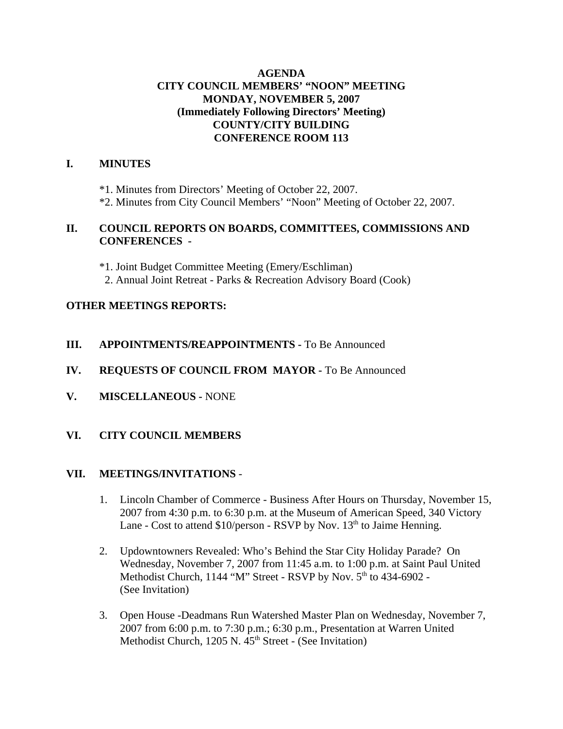**AGENDA**
**CITY COUNCIL MEMBERS' "NOON" MEETING**
**MONDAY, NOVEMBER 5, 2007**
**(Immediately Following Directors' Meeting)**
**COUNTY/CITY BUILDING**
**CONFERENCE ROOM 113**

## I. MINUTES

*1. Minutes from Directors' Meeting of October 22, 2007.
*2. Minutes from City Council Members' "Noon" Meeting of October 22, 2007.

## II. COUNCIL REPORTS ON BOARDS, COMMITTEES, COMMISSIONS AND CONFERENCES -

*1. Joint Budget Committee Meeting (Emery/Eschliman)
2. Annual Joint Retreat - Parks & Recreation Advisory Board (Cook)

## OTHER MEETINGS REPORTS:

## III. APPOINTMENTS/REAPPOINTMENTS - To Be Announced

## IV. REQUESTS OF COUNCIL FROM MAYOR - To Be Announced

## V. MISCELLANEOUS - NONE

## VI. CITY COUNCIL MEMBERS

## VII. MEETINGS/INVITATIONS -

1. Lincoln Chamber of Commerce - Business After Hours on Thursday, November 15, 2007 from 4:30 p.m. to 6:30 p.m. at the Museum of American Speed, 340 Victory Lane - Cost to attend $10/person - RSVP by Nov. 13th to Jaime Henning.

2. Updowntowners Revealed: Who's Behind the Star City Holiday Parade? On Wednesday, November 7, 2007 from 11:45 a.m. to 1:00 p.m. at Saint Paul United Methodist Church, 1144 "M" Street - RSVP by Nov. 5th to 434-6902 - (See Invitation)

3. Open House -Deadmans Run Watershed Master Plan on Wednesday, November 7, 2007 from 6:00 p.m. to 7:30 p.m.; 6:30 p.m., Presentation at Warren United Methodist Church, 1205 N. 45th Street - (See Invitation)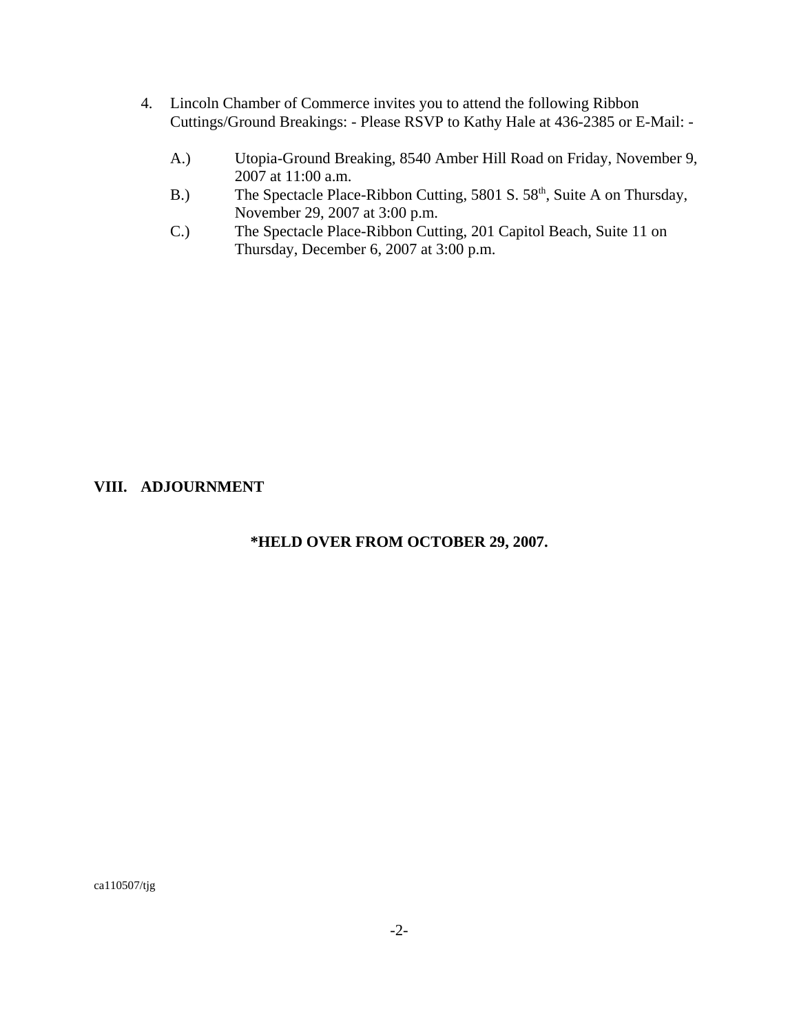4. Lincoln Chamber of Commerce invites you to attend the following Ribbon Cuttings/Ground Breakings: - Please RSVP to Kathy Hale at 436-2385 or E-Mail: -

   A.) Utopia-Ground Breaking, 8540 Amber Hill Road on Friday, November 9, 2007 at 11:00 a.m.

   B.) The Spectacle Place-Ribbon Cutting, 5801 S. 58th, Suite A on Thursday, November 29, 2007 at 3:00 p.m.

   C.) The Spectacle Place-Ribbon Cutting, 201 Capitol Beach, Suite 11 on Thursday, December 6, 2007 at 3:00 p.m.

**VIII. ADJOURNMENT**

**\*HELD OVER FROM OCTOBER 29, 2007.**

ca110507/tjg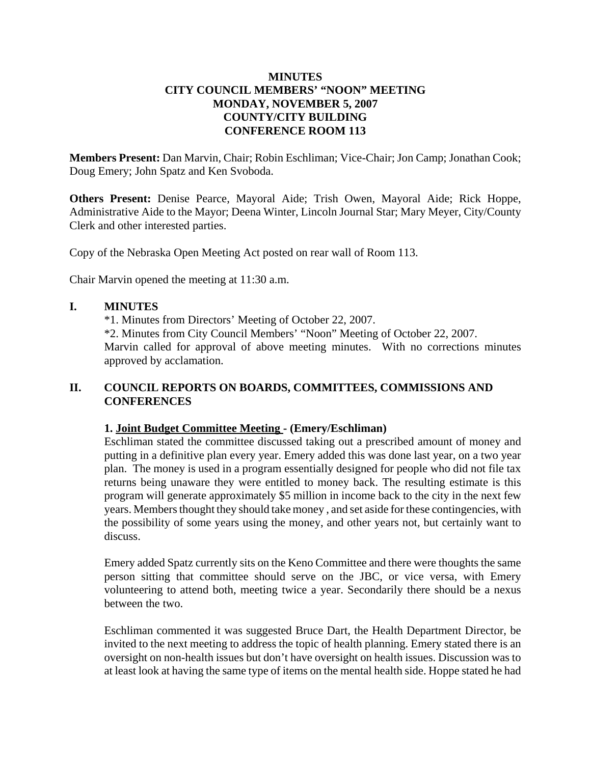**MINUTES**
**CITY COUNCIL MEMBERS' "NOON" MEETING**
**MONDAY, NOVEMBER 5, 2007**
**COUNTY/CITY BUILDING**
**CONFERENCE ROOM 113**

**Members Present:** Dan Marvin, Chair; Robin Eschliman; Vice-Chair; Jon Camp; Jonathan Cook; Doug Emery; John Spatz and Ken Svoboda.

**Others Present:** Denise Pearce, Mayoral Aide; Trish Owen, Mayoral Aide; Rick Hoppe, Administrative Aide to the Mayor; Deena Winter, Lincoln Journal Star; Mary Meyer, City/County Clerk and other interested parties.

Copy of the Nebraska Open Meeting Act posted on rear wall of Room 113.

Chair Marvin opened the meeting at 11:30 a.m.

## I. MINUTES

*1. Minutes from Directors' Meeting of October 22, 2007.
*2. Minutes from City Council Members' "Noon" Meeting of October 22, 2007.
Marvin called for approval of above meeting minutes. With no corrections minutes approved by acclamation.

## II. COUNCIL REPORTS ON BOARDS, COMMITTEES, COMMISSIONS AND CONFERENCES

**1. Joint Budget Committee Meeting - (Emery/Eschliman)**
Eschliman stated the committee discussed taking out a prescribed amount of money and putting in a definitive plan every year. Emery added this was done last year, on a two year plan. The money is used in a program essentially designed for people who did not file tax returns being unaware they were entitled to money back. The resulting estimate is this program will generate approximately $5 million in income back to the city in the next few years. Members thought they should take money , and set aside for these contingencies, with the possibility of some years using the money, and other years not, but certainly want to discuss.

Emery added Spatz currently sits on the Keno Committee and there were thoughts the same person sitting that committee should serve on the JBC, or vice versa, with Emery volunteering to attend both, meeting twice a year. Secondarily there should be a nexus between the two.

Eschliman commented it was suggested Bruce Dart, the Health Department Director, be invited to the next meeting to address the topic of health planning. Emery stated there is an oversight on non-health issues but don't have oversight on health issues. Discussion was to at least look at having the same type of items on the mental health side. Hoppe stated he had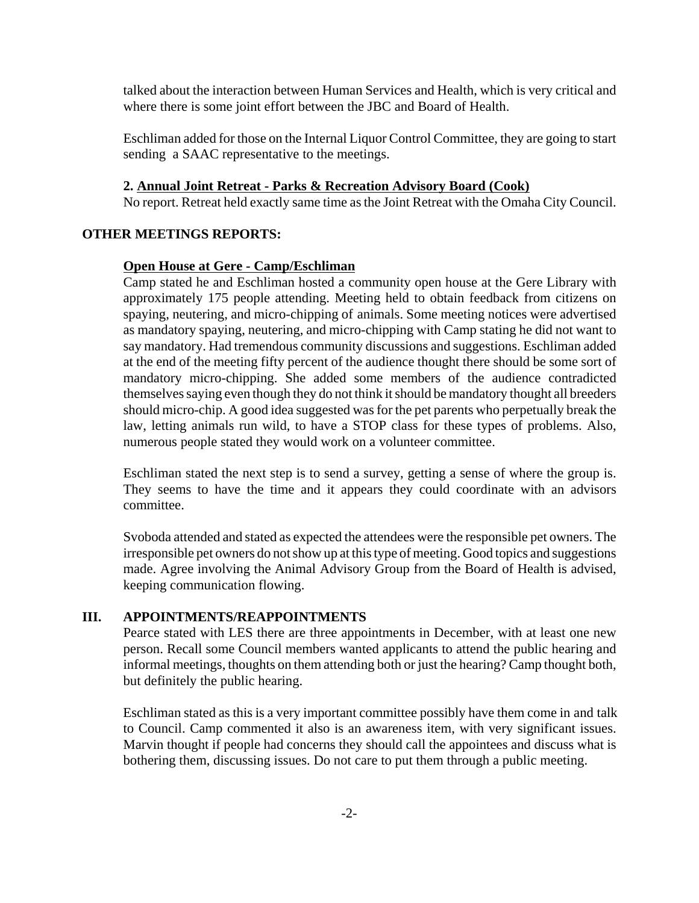talked about the interaction between Human Services and Health, which is very critical and where there is some joint effort between the JBC and Board of Health.

Eschliman added for those on the Internal Liquor Control Committee, they are going to start sending a SAAC representative to the meetings.

**2. <u>Annual Joint Retreat - Parks & Recreation Advisory Board (Cook)</u>**

No report. Retreat held exactly same time as the Joint Retreat with the Omaha City Council.

**OTHER MEETINGS REPORTS:**

**<u>Open House at Gere - Camp/Eschliman</u>**

Camp stated he and Eschliman hosted a community open house at the Gere Library with approximately 175 people attending. Meeting held to obtain feedback from citizens on spaying, neutering, and micro-chipping of animals. Some meeting notices were advertised as mandatory spaying, neutering, and micro-chipping with Camp stating he did not want to say mandatory. Had tremendous community discussions and suggestions. Eschliman added at the end of the meeting fifty percent of the audience thought there should be some sort of mandatory micro-chipping. She added some members of the audience contradicted themselves saying even though they do not think it should be mandatory thought all breeders should micro-chip. A good idea suggested was for the pet parents who perpetually break the law, letting animals run wild, to have a STOP class for these types of problems. Also, numerous people stated they would work on a volunteer committee.

Eschliman stated the next step is to send a survey, getting a sense of where the group is. They seems to have the time and it appears they could coordinate with an advisors committee.

Svoboda attended and stated as expected the attendees were the responsible pet owners. The irresponsible pet owners do not show up at this type of meeting. Good topics and suggestions made. Agree involving the Animal Advisory Group from the Board of Health is advised, keeping communication flowing.

## III. APPOINTMENTS/REAPPOINTMENTS

Pearce stated with LES there are three appointments in December, with at least one new person. Recall some Council members wanted applicants to attend the public hearing and informal meetings, thoughts on them attending both or just the hearing? Camp thought both, but definitely the public hearing.

Eschliman stated as this is a very important committee possibly have them come in and talk to Council. Camp commented it also is an awareness item, with very significant issues. Marvin thought if people had concerns they should call the appointees and discuss what is bothering them, discussing issues. Do not care to put them through a public meeting.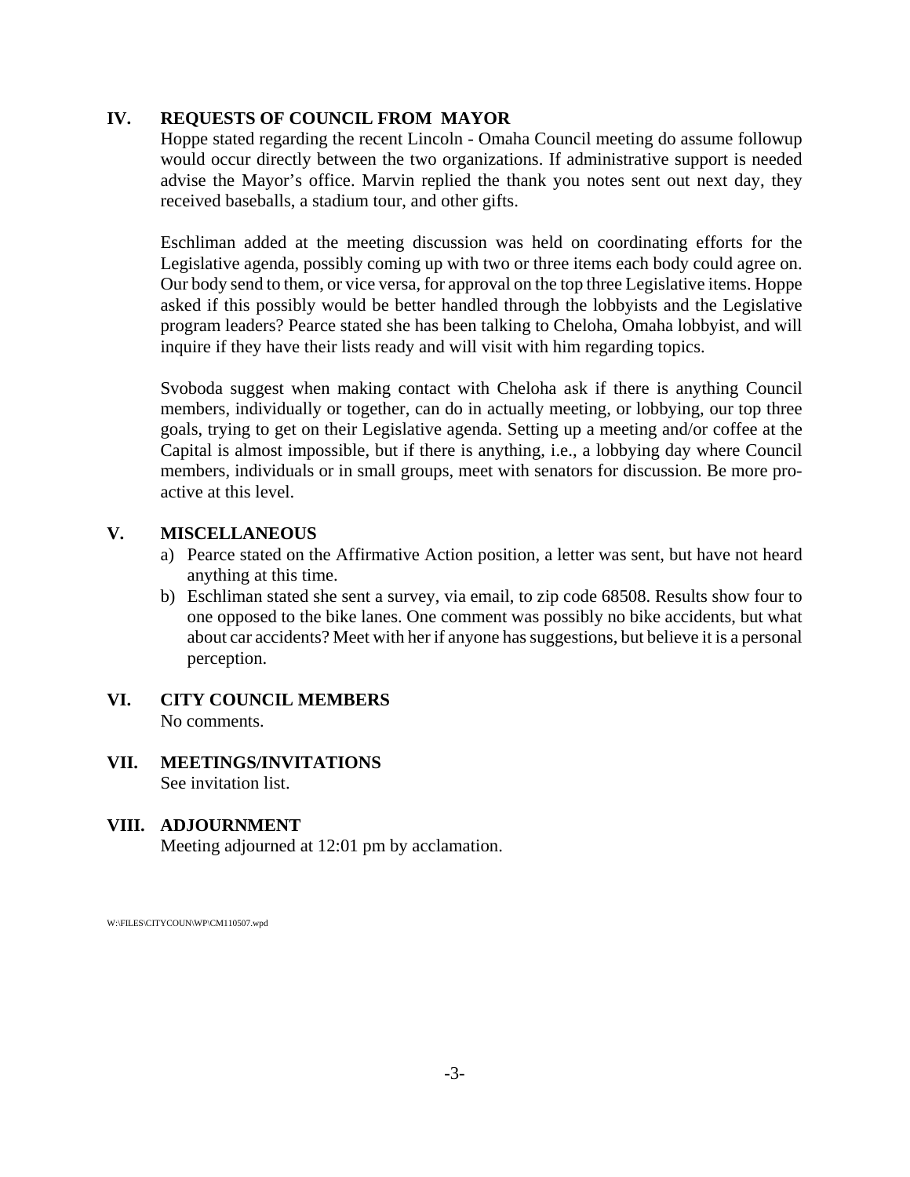## IV. REQUESTS OF COUNCIL FROM MAYOR

Hoppe stated regarding the recent Lincoln - Omaha Council meeting do assume followup would occur directly between the two organizations. If administrative support is needed advise the Mayor's office. Marvin replied the thank you notes sent out next day, they received baseballs, a stadium tour, and other gifts.

Eschliman added at the meeting discussion was held on coordinating efforts for the Legislative agenda, possibly coming up with two or three items each body could agree on. Our body send to them, or vice versa, for approval on the top three Legislative items. Hoppe asked if this possibly would be better handled through the lobbyists and the Legislative program leaders? Pearce stated she has been talking to Cheloha, Omaha lobbyist, and will inquire if they have their lists ready and will visit with him regarding topics.

Svoboda suggest when making contact with Cheloha ask if there is anything Council members, individually or together, can do in actually meeting, or lobbying, our top three goals, trying to get on their Legislative agenda. Setting up a meeting and/or coffee at the Capital is almost impossible, but if there is anything, i.e., a lobbying day where Council members, individuals or in small groups, meet with senators for discussion. Be more pro-active at this level.

## V. MISCELLANEOUS

a) Pearce stated on the Affirmative Action position, a letter was sent, but have not heard anything at this time.
b) Eschliman stated she sent a survey, via email, to zip code 68508. Results show four to one opposed to the bike lanes. One comment was possibly no bike accidents, but what about car accidents? Meet with her if anyone has suggestions, but believe it is a personal perception.

## VI. CITY COUNCIL MEMBERS

No comments.

## VII. MEETINGS/INVITATIONS

See invitation list.

## VIII. ADJOURNMENT

Meeting adjourned at 12:01 pm by acclamation.

W:\FILES\CITYCOUN\WP\CM110507.wpd